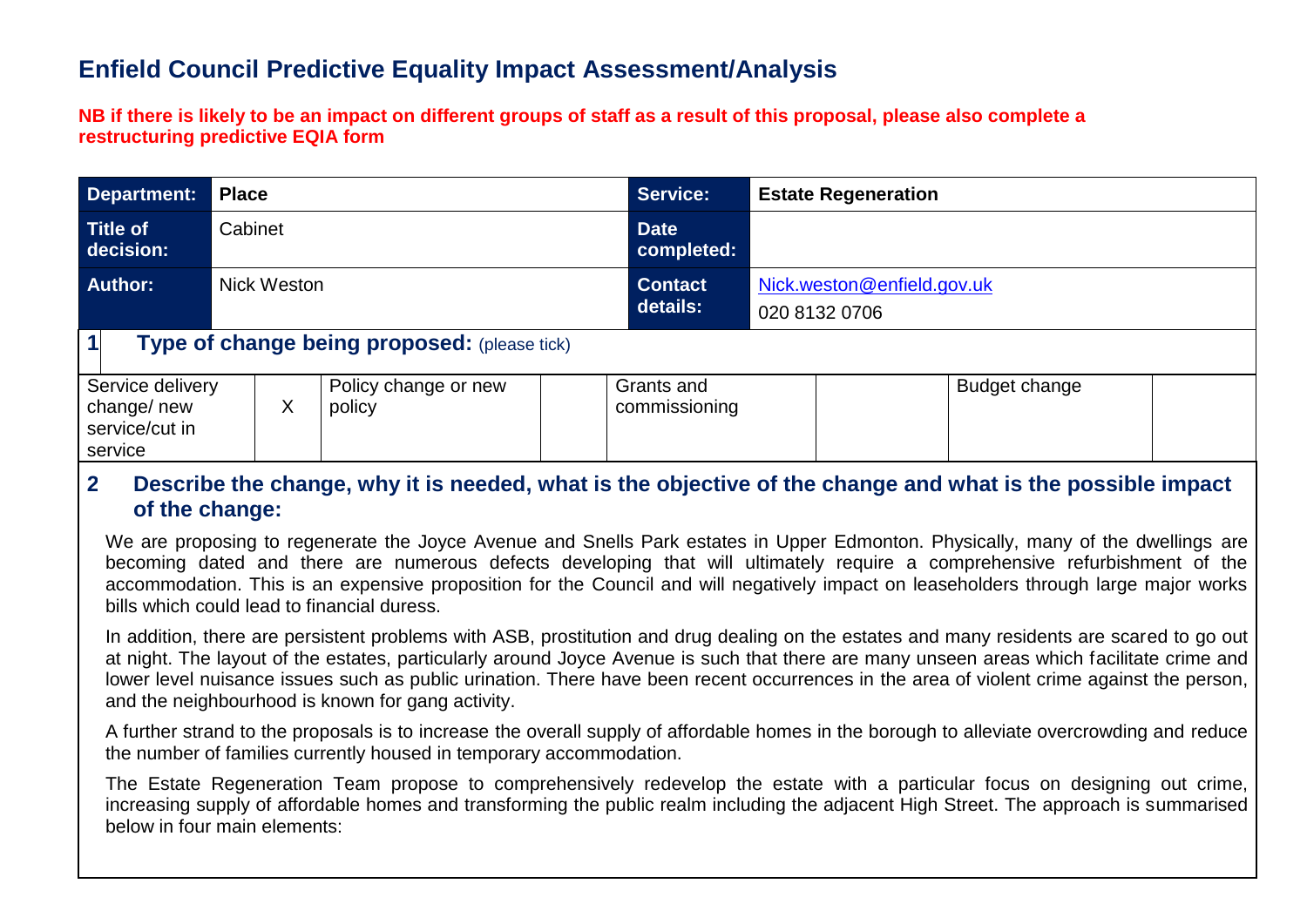# Enfield Council Predictive Equality Impact Assessment/Analysis

**NB if there is likely to be an impact on different groups of staff as a result of this proposal, please also complete a restructuring predictive EQIA form**

| **Department:** | **Place** | **Service:** | **Estate Regeneration** |
|---|---|---|---|
| **Title of decision:** | Cabinet | **Date completed:** | |
| **Author:** | Nick Weston | **Contact details:** | Nick.weston@enfield.gov.uk<br>020 8132 0706 |

## 1 Type of change being proposed: (please tick)

| Service delivery change/ new service/cut in service | X | Policy change or new policy | | Grants and commissioning | | Budget change | |
|---|---|---|---|---|---|---|---|

## 2 Describe the change, why it is needed, what is the objective of the change and what is the possible impact of the change:

We are proposing to regenerate the Joyce Avenue and Snells Park estates in Upper Edmonton. Physically, many of the dwellings are becoming dated and there are numerous defects developing that will ultimately require a comprehensive refurbishment of the accommodation. This is an expensive proposition for the Council and will negatively impact on leaseholders through large major works bills which could lead to financial duress.

In addition, there are persistent problems with ASB, prostitution and drug dealing on the estates and many residents are scared to go out at night. The layout of the estates, particularly around Joyce Avenue is such that there are many unseen areas which facilitate crime and lower level nuisance issues such as public urination. There have been recent occurrences in the area of violent crime against the person, and the neighbourhood is known for gang activity.

A further strand to the proposals is to increase the overall supply of affordable homes in the borough to alleviate overcrowding and reduce the number of families currently housed in temporary accommodation.

The Estate Regeneration Team propose to comprehensively redevelop the estate with a particular focus on designing out crime, increasing supply of affordable homes and transforming the public realm including the adjacent High Street. The approach is summarised below in four main elements: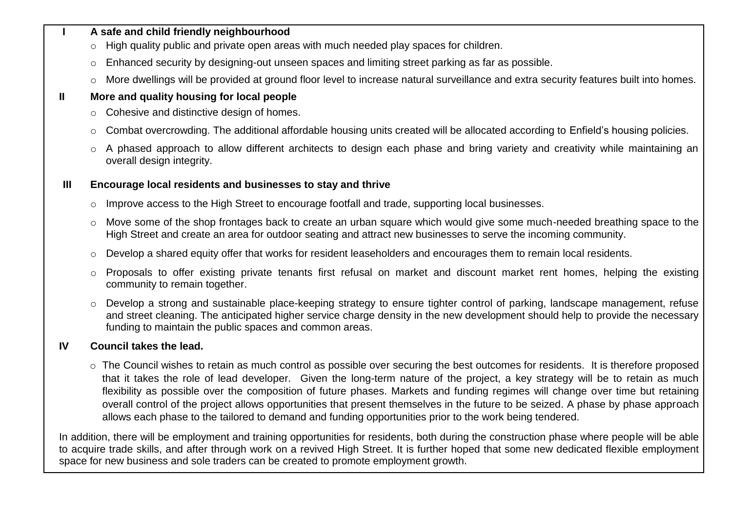**I A safe and child friendly neighbourhood**

- High quality public and private open areas with much needed play spaces for children.
- Enhanced security by designing-out unseen spaces and limiting street parking as far as possible.
- More dwellings will be provided at ground floor level to increase natural surveillance and extra security features built into homes.

**II More and quality housing for local people**

- Cohesive and distinctive design of homes.
- Combat overcrowding. The additional affordable housing units created will be allocated according to Enfield's housing policies.
- A phased approach to allow different architects to design each phase and bring variety and creativity while maintaining an overall design integrity.

**III Encourage local residents and businesses to stay and thrive**

- Improve access to the High Street to encourage footfall and trade, supporting local businesses.
- Move some of the shop frontages back to create an urban square which would give some much-needed breathing space to the High Street and create an area for outdoor seating and attract new businesses to serve the incoming community.
- Develop a shared equity offer that works for resident leaseholders and encourages them to remain local residents.
- Proposals to offer existing private tenants first refusal on market and discount market rent homes, helping the existing community to remain together.
- Develop a strong and sustainable place-keeping strategy to ensure tighter control of parking, landscape management, refuse and street cleaning. The anticipated higher service charge density in the new development should help to provide the necessary funding to maintain the public spaces and common areas.

**IV Council takes the lead.**

- The Council wishes to retain as much control as possible over securing the best outcomes for residents. It is therefore proposed that it takes the role of lead developer. Given the long-term nature of the project, a key strategy will be to retain as much flexibility as possible over the composition of future phases. Markets and funding regimes will change over time but retaining overall control of the project allows opportunities that present themselves in the future to be seized. A phase by phase approach allows each phase to the tailored to demand and funding opportunities prior to the work being tendered.

In addition, there will be employment and training opportunities for residents, both during the construction phase where people will be able to acquire trade skills, and after through work on a revived High Street. It is further hoped that some new dedicated flexible employment space for new business and sole traders can be created to promote employment growth.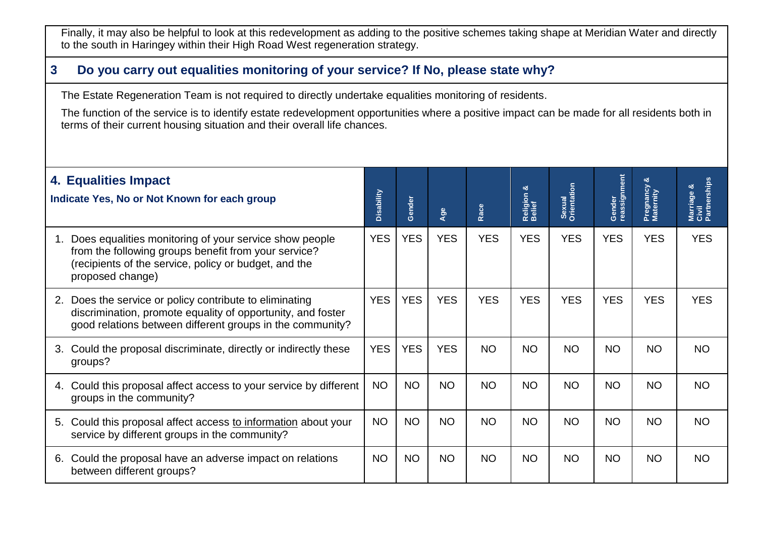Finally, it may also be helpful to look at this redevelopment as adding to the positive schemes taking shape at Meridian Water and directly to the south in Haringey within their High Road West regeneration strategy.

## 3 Do you carry out equalities monitoring of your service? If No, please state why?

The Estate Regeneration Team is not required to directly undertake equalities monitoring of residents.

The function of the service is to identify estate redevelopment opportunities where a positive impact can be made for all residents both in terms of their current housing situation and their overall life chances.

## 4. Equalities Impact

**Indicate Yes, No or Not Known for each group**

| | Disability | Gender | Age | Race | Religion & Belief | Sexual Orientation | Gender reassignment | Pregnancy & Maternity | Marriage & Civil Partnerships |
|---|---|---|---|---|---|---|---|---|---|
| 1. Does equalities monitoring of your service show people from the following groups benefit from your service? (recipients of the service, policy or budget, and the proposed change) | YES | YES | YES | YES | YES | YES | YES | YES | YES |
| 2. Does the service or policy contribute to eliminating discrimination, promote equality of opportunity, and foster good relations between different groups in the community? | YES | YES | YES | YES | YES | YES | YES | YES | YES |
| 3. Could the proposal discriminate, directly or indirectly these groups? | YES | YES | YES | NO | NO | NO | NO | NO | NO |
| 4. Could this proposal affect access to your service by different groups in the community? | NO | NO | NO | NO | NO | NO | NO | NO | NO |
| 5. Could this proposal affect access to information about your service by different groups in the community? | NO | NO | NO | NO | NO | NO | NO | NO | NO |
| 6. Could the proposal have an adverse impact on relations between different groups? | NO | NO | NO | NO | NO | NO | NO | NO | NO |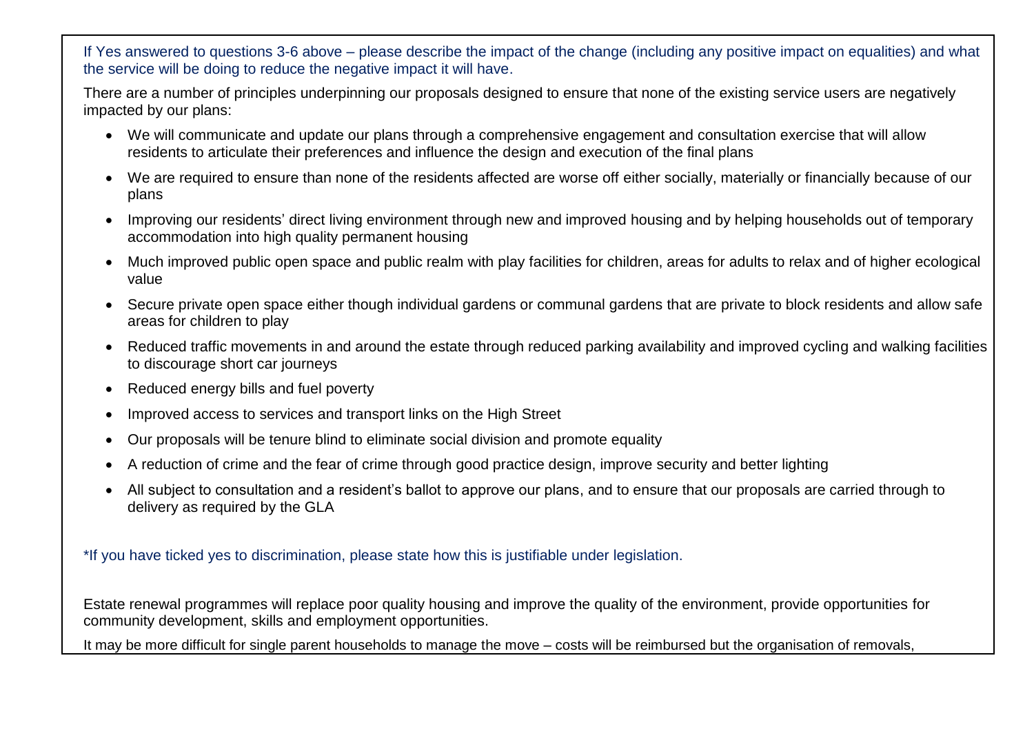If Yes answered to questions 3-6 above – please describe the impact of the change (including any positive impact on equalities) and what the service will be doing to reduce the negative impact it will have.

There are a number of principles underpinning our proposals designed to ensure that none of the existing service users are negatively impacted by our plans:

- We will communicate and update our plans through a comprehensive engagement and consultation exercise that will allow residents to articulate their preferences and influence the design and execution of the final plans
- We are required to ensure than none of the residents affected are worse off either socially, materially or financially because of our plans
- Improving our residents' direct living environment through new and improved housing and by helping households out of temporary accommodation into high quality permanent housing
- Much improved public open space and public realm with play facilities for children, areas for adults to relax and of higher ecological value
- Secure private open space either though individual gardens or communal gardens that are private to block residents and allow safe areas for children to play
- Reduced traffic movements in and around the estate through reduced parking availability and improved cycling and walking facilities to discourage short car journeys
- Reduced energy bills and fuel poverty
- Improved access to services and transport links on the High Street
- Our proposals will be tenure blind to eliminate social division and promote equality
- A reduction of crime and the fear of crime through good practice design, improve security and better lighting
- All subject to consultation and a resident's ballot to approve our plans, and to ensure that our proposals are carried through to delivery as required by the GLA

*If you have ticked yes to discrimination, please state how this is justifiable under legislation.

Estate renewal programmes will replace poor quality housing and improve the quality of the environment, provide opportunities for community development, skills and employment opportunities.

It may be more difficult for single parent households to manage the move – costs will be reimbursed but the organisation of removals,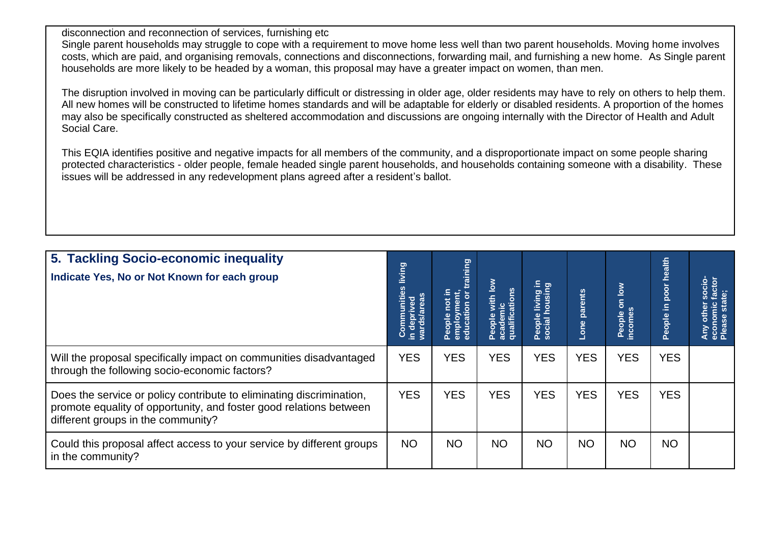disconnection and reconnection of services, furnishing etc

Single parent households may struggle to cope with a requirement to move home less well than two parent households. Moving home involves costs, which are paid, and organising removals, connections and disconnections, forwarding mail, and furnishing a new home. As Single parent households are more likely to be headed by a woman, this proposal may have a greater impact on women, than men.

The disruption involved in moving can be particularly difficult or distressing in older age, older residents may have to rely on others to help them. All new homes will be constructed to lifetime homes standards and will be adaptable for elderly or disabled residents. A proportion of the homes may also be specifically constructed as sheltered accommodation and discussions are ongoing internally with the Director of Health and Adult Social Care.

This EQIA identifies positive and negative impacts for all members of the community, and a disproportionate impact on some people sharing protected characteristics - older people, female headed single parent households, and households containing someone with a disability. These issues will be addressed in any redevelopment plans agreed after a resident's ballot.

| **5. Tackling Socio-economic inequality**<br>**Indicate Yes, No or Not Known for each group** | **Communities living in deprived wards/areas** | **People not in employment, education or training** | **People with low academic qualifications** | **People living in social housing** | **Lone parents** | **People on low incomes** | **People in poor health** | **Any other socio-economic factor Please state;** |
|---|---|---|---|---|---|---|---|---|
| Will the proposal specifically impact on communities disadvantaged through the following socio-economic factors? | YES | YES | YES | YES | YES | YES | YES | |
| Does the service or policy contribute to eliminating discrimination, promote equality of opportunity, and foster good relations between different groups in the community? | YES | YES | YES | YES | YES | YES | YES | |
| Could this proposal affect access to your service by different groups in the community? | NO | NO | NO | NO | NO | NO | NO | |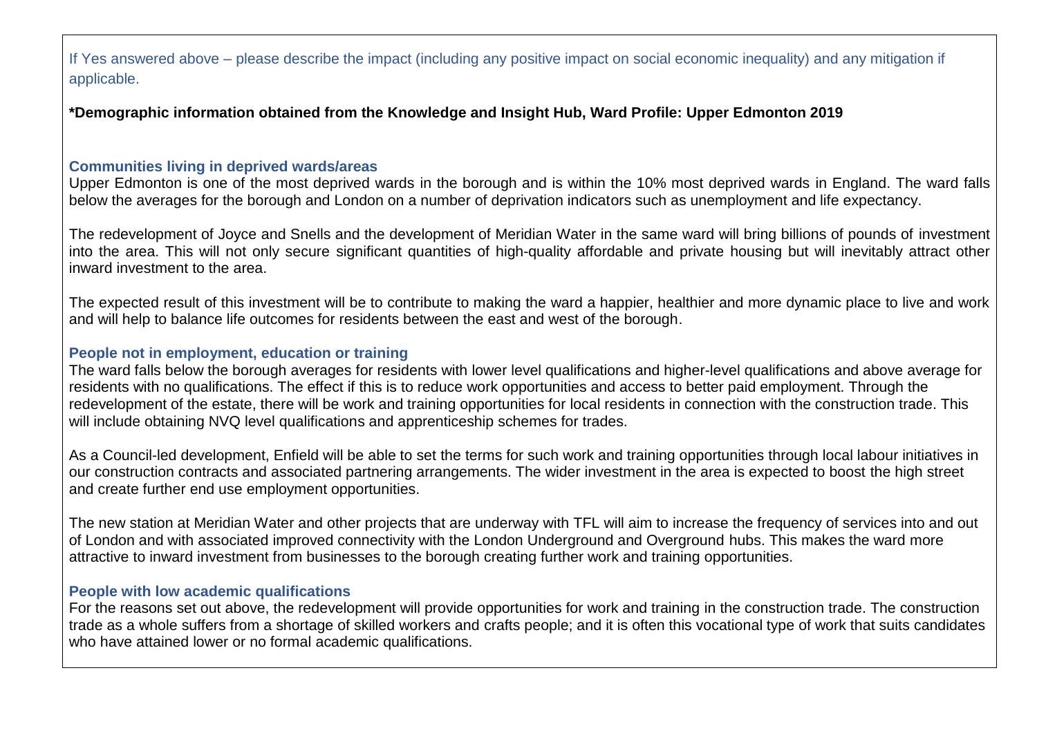If Yes answered above – please describe the impact (including any positive impact on social economic inequality) and any mitigation if applicable.

**\*Demographic information obtained from the Knowledge and Insight Hub, Ward Profile: Upper Edmonton 2019**

### Communities living in deprived wards/areas

Upper Edmonton is one of the most deprived wards in the borough and is within the 10% most deprived wards in England. The ward falls below the averages for the borough and London on a number of deprivation indicators such as unemployment and life expectancy.

The redevelopment of Joyce and Snells and the development of Meridian Water in the same ward will bring billions of pounds of investment into the area. This will not only secure significant quantities of high-quality affordable and private housing but will inevitably attract other inward investment to the area.

The expected result of this investment will be to contribute to making the ward a happier, healthier and more dynamic place to live and work and will help to balance life outcomes for residents between the east and west of the borough.

### People not in employment, education or training

The ward falls below the borough averages for residents with lower level qualifications and higher-level qualifications and above average for residents with no qualifications. The effect if this is to reduce work opportunities and access to better paid employment. Through the redevelopment of the estate, there will be work and training opportunities for local residents in connection with the construction trade. This will include obtaining NVQ level qualifications and apprenticeship schemes for trades.

As a Council-led development, Enfield will be able to set the terms for such work and training opportunities through local labour initiatives in our construction contracts and associated partnering arrangements. The wider investment in the area is expected to boost the high street and create further end use employment opportunities.

The new station at Meridian Water and other projects that are underway with TFL will aim to increase the frequency of services into and out of London and with associated improved connectivity with the London Underground and Overground hubs. This makes the ward more attractive to inward investment from businesses to the borough creating further work and training opportunities.

### People with low academic qualifications

For the reasons set out above, the redevelopment will provide opportunities for work and training in the construction trade. The construction trade as a whole suffers from a shortage of skilled workers and crafts people; and it is often this vocational type of work that suits candidates who have attained lower or no formal academic qualifications.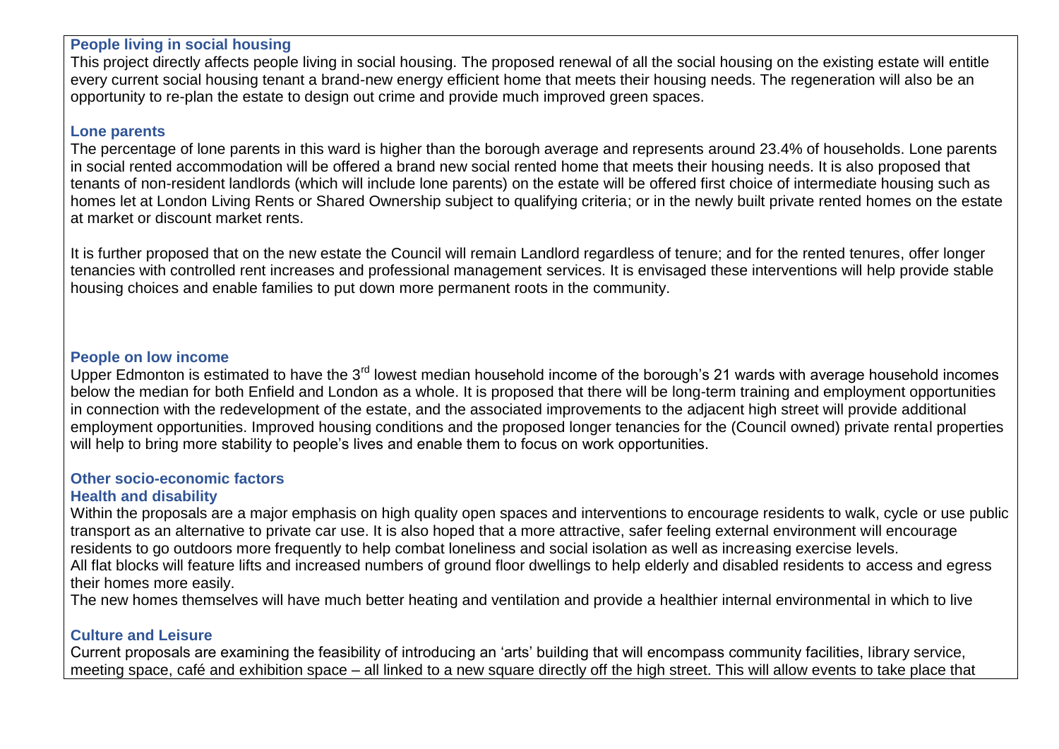### People living in social housing

This project directly affects people living in social housing. The proposed renewal of all the social housing on the existing estate will entitle every current social housing tenant a brand-new energy efficient home that meets their housing needs. The regeneration will also be an opportunity to re-plan the estate to design out crime and provide much improved green spaces.

### Lone parents

The percentage of lone parents in this ward is higher than the borough average and represents around 23.4% of households. Lone parents in social rented accommodation will be offered a brand new social rented home that meets their housing needs. It is also proposed that tenants of non-resident landlords (which will include lone parents) on the estate will be offered first choice of intermediate housing such as homes let at London Living Rents or Shared Ownership subject to qualifying criteria; or in the newly built private rented homes on the estate at market or discount market rents.

It is further proposed that on the new estate the Council will remain Landlord regardless of tenure; and for the rented tenures, offer longer tenancies with controlled rent increases and professional management services. It is envisaged these interventions will help provide stable housing choices and enable families to put down more permanent roots in the community.

### People on low income

Upper Edmonton is estimated to have the 3rd lowest median household income of the borough's 21 wards with average household incomes below the median for both Enfield and London as a whole. It is proposed that there will be long-term training and employment opportunities in connection with the redevelopment of the estate, and the associated improvements to the adjacent high street will provide additional employment opportunities. Improved housing conditions and the proposed longer tenancies for the (Council owned) private rental properties will help to bring more stability to people's lives and enable them to focus on work opportunities.

### Other socio-economic factors

### Health and disability

Within the proposals are a major emphasis on high quality open spaces and interventions to encourage residents to walk, cycle or use public transport as an alternative to private car use. It is also hoped that a more attractive, safer feeling external environment will encourage residents to go outdoors more frequently to help combat loneliness and social isolation as well as increasing exercise levels.
All flat blocks will feature lifts and increased numbers of ground floor dwellings to help elderly and disabled residents to access and egress their homes more easily.
The new homes themselves will have much better heating and ventilation and provide a healthier internal environmental in which to live

### Culture and Leisure

Current proposals are examining the feasibility of introducing an 'arts' building that will encompass community facilities, library service, meeting space, café and exhibition space – all linked to a new square directly off the high street. This will allow events to take place that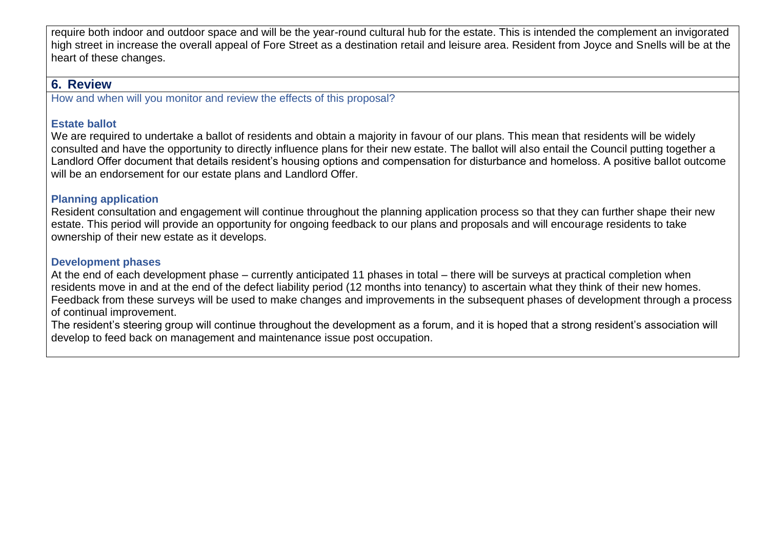require both indoor and outdoor space and will be the year-round cultural hub for the estate. This is intended the complement an invigorated high street in increase the overall appeal of Fore Street as a destination retail and leisure area. Resident from Joyce and Snells will be at the heart of these changes.

## 6. Review

How and when will you monitor and review the effects of this proposal?

### Estate ballot

We are required to undertake a ballot of residents and obtain a majority in favour of our plans. This mean that residents will be widely consulted and have the opportunity to directly influence plans for their new estate. The ballot will also entail the Council putting together a Landlord Offer document that details resident's housing options and compensation for disturbance and homeloss. A positive ballot outcome will be an endorsement for our estate plans and Landlord Offer.

### Planning application

Resident consultation and engagement will continue throughout the planning application process so that they can further shape their new estate. This period will provide an opportunity for ongoing feedback to our plans and proposals and will encourage residents to take ownership of their new estate as it develops.

### Development phases

At the end of each development phase – currently anticipated 11 phases in total – there will be surveys at practical completion when residents move in and at the end of the defect liability period (12 months into tenancy) to ascertain what they think of their new homes. Feedback from these surveys will be used to make changes and improvements in the subsequent phases of development through a process of continual improvement.

The resident's steering group will continue throughout the development as a forum, and it is hoped that a strong resident's association will develop to feed back on management and maintenance issue post occupation.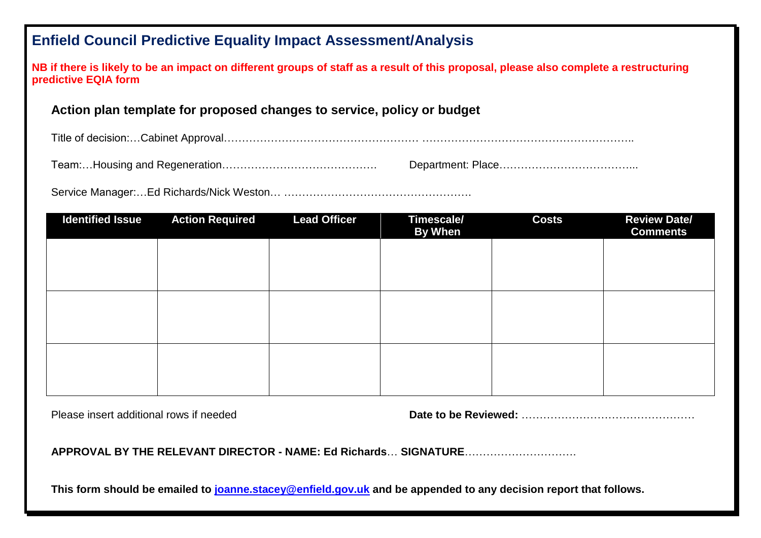## Enfield Council Predictive Equality Impact Assessment/Analysis

**NB if there is likely to be an impact on different groups of staff as a result of this proposal, please also complete a restructuring predictive EQIA form**

### Action plan template for proposed changes to service, policy or budget

Title of decision:…Cabinet Approval……………………………………………… …………………………………………………..

Team:…Housing and Regeneration…………………………………… Department: Place………………………………...

Service Manager:…Ed Richards/Nick Weston… ……………………………………………

| Identified Issue | Action Required | Lead Officer | Timescale/ By When | Costs | Review Date/ Comments |
|---|---|---|---|---|---|
| | | | | | |
| | | | | | |
| | | | | | |

Please insert additional rows if needed **Date to be Reviewed:** …………………………………………

**APPROVAL BY THE RELEVANT DIRECTOR - NAME: Ed Richards… SIGNATURE**…………………………

**This form should be emailed to [joanne.stacey@enfield.gov.uk](mailto:joanne.stacey@enfield.gov.uk) and be appended to any decision report that follows.**